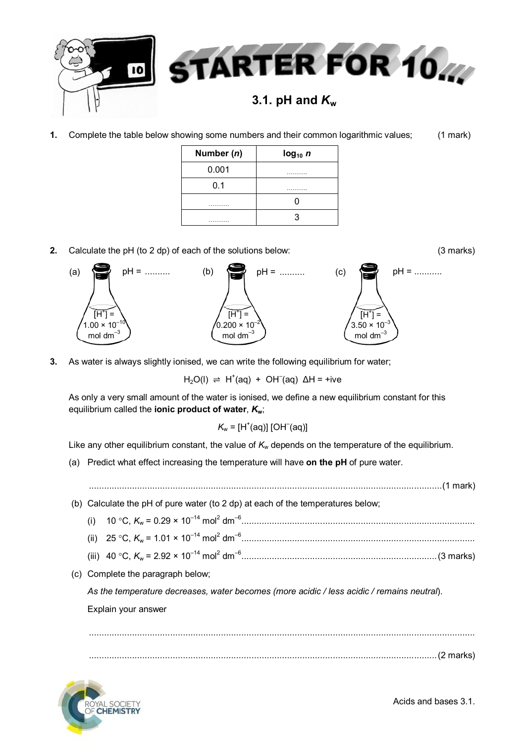# STARTER FOR 10...

## 3.1. pH and $K_w$

**1.** Complete the table below showing some numbers and their common logarithmic values; (1 mark)

| Number ($n$) | $\log_{10} n$ |
|---|---|
| 0.001 | .......... |
| 0.1 | .......... |
| .......... | 0 |
| .......... | 3 |

**2.** Calculate the pH (to 2 dp) of each of the solutions below: (3 marks)

(a) $[H^+] = 1.00 \times 10^{-10}$ mol dm$^{-3}$ pH = ..........

(b) $[H^+] = 0.200 \times 10^{-2}$ mol dm$^{-3}$ pH = ..........

(c) $[H^+] = 3.50 \times 10^{-3}$ mol dm$^{-3}$ pH = ..........

**3.** As water is always slightly ionised, we can write the following equilibrium for water;

$$H_2O(l) \rightleftharpoons H^+(aq) + OH^-(aq) \quad \Delta H = +\text{ive}$$

As only a very small amount of the water is ionised, we define a new equilibrium constant for this equilibrium called the **ionic product of water, $K_w$**;

$$K_w = [H^+(aq)]\,[OH^-(aq)]$$

Like any other equilibrium constant, the value of $K_w$ depends on the temperature of the equilibrium.

(a) Predict what effect increasing the temperature will have **on the pH** of pure water.

.......................................................................................................................................(1 mark)

(b) Calculate the pH of pure water (to 2 dp) at each of the temperatures below;

(i) 10 °C, $K_w = 0.29 \times 10^{-14}$ mol$^2$ dm$^{-6}$..........................................................................................

(ii) 25 °C, $K_w = 1.01 \times 10^{-14}$ mol$^2$ dm$^{-6}$..........................................................................................

(iii) 40 °C, $K_w = 2.92 \times 10^{-14}$ mol$^2$ dm$^{-6}$..........................................................................(3 marks)

(c) Complete the paragraph below;

*As the temperature decreases, water becomes (more acidic / less acidic / remains neutral).*

Explain your answer

.......................................................................................................................................

.......................................................................................................................................(2 marks)

Acids and bases 3.1.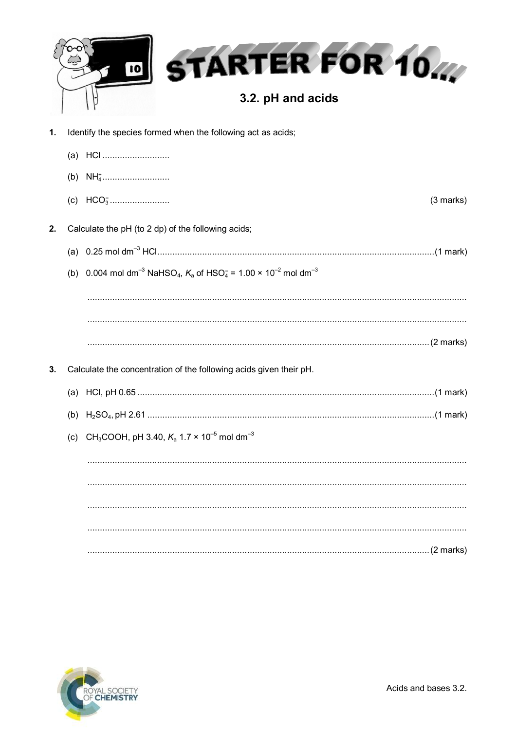# STARTER FOR 10...

## 3.2. pH and acids

**1.** Identify the species formed when the following act as acids;

(a) $HCl$ ...........................

(b) $NH_4^+$...........................

(c) $HCO_3^-$........................ (3 marks)

**2.** Calculate the pH (to 2 dp) of the following acids;

(a) 0.25 mol dm$^{-3}$ $HCl$.............................................................................................................(1 mark)

(b) 0.004 mol dm$^{-3}$ $NaHSO_4$, $K_a$ of $HSO_4^-$ = 1.00 × 10$^{-2}$ mol dm$^{-3}$

.......................................................................................................................................

.......................................................................................................................................

.......................................................................................................................................(2 marks)

**3.** Calculate the concentration of the following acids given their pH.

(a) $HCl$, pH 0.65 .....................................................................................................................(1 mark)

(b) $H_2SO_4$, pH 2.61 .................................................................................................................(1 mark)

(c) $CH_3COOH$, pH 3.40, $K_a$ 1.7 × 10$^{-5}$ mol dm$^{-3}$

.......................................................................................................................................

.......................................................................................................................................

.......................................................................................................................................

.......................................................................................................................................

.......................................................................................................................................(2 marks)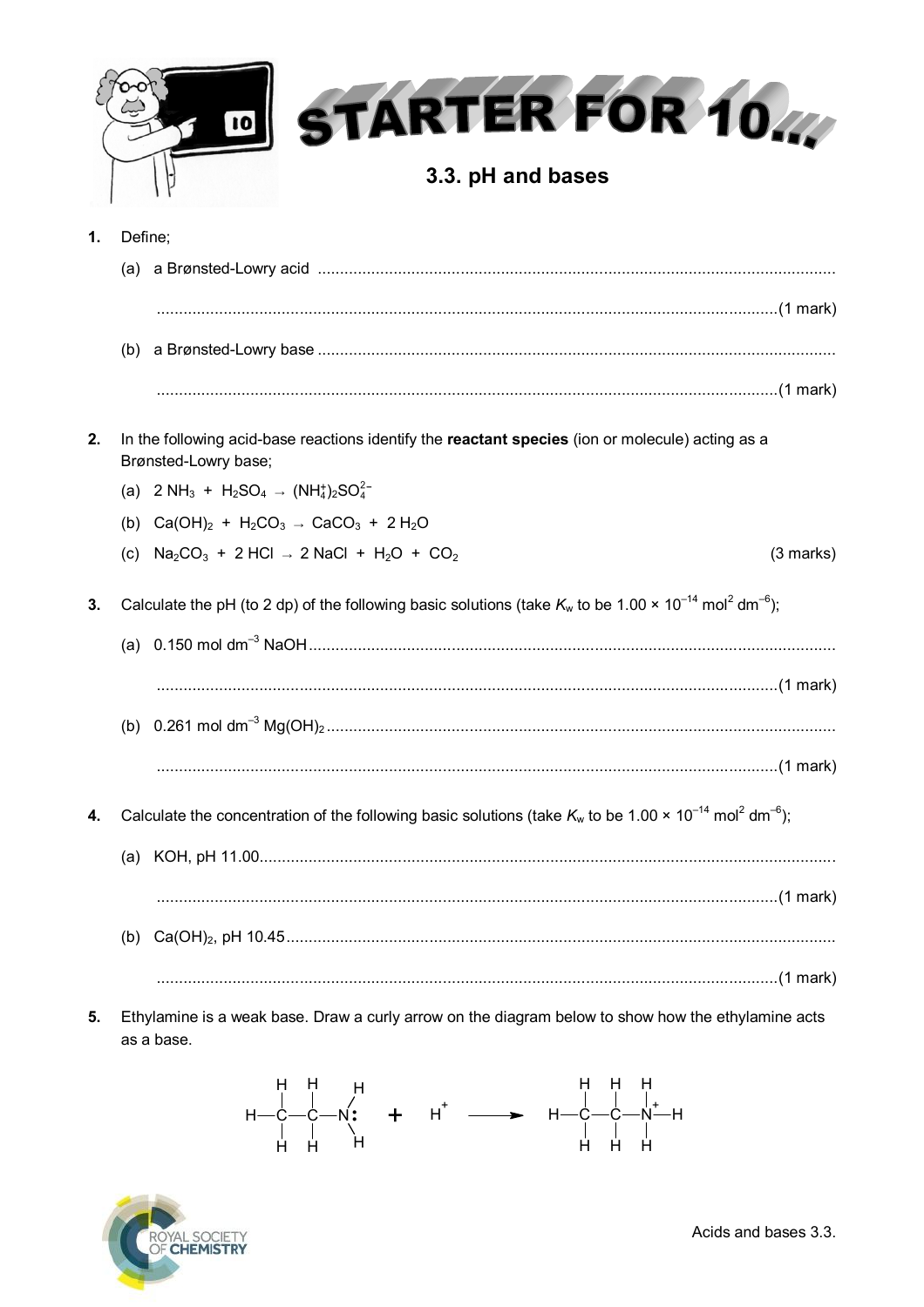# STARTER FOR 10...

## 3.3. pH and bases

**1.** Define;

(a) a Brønsted-Lowry acid ..........................................................................................................

.......................................................................................................................(1 mark)

(b) a Brønsted-Lowry base ..........................................................................................................

.......................................................................................................................(1 mark)

**2.** In the following acid-base reactions identify the **reactant species** (ion or molecule) acting as a Brønsted-Lowry base;

(a) $2\ NH_3 + H_2SO_4 \rightarrow (NH_4^+)_2SO_4^{2-}$

(b) $Ca(OH)_2 + H_2CO_3 \rightarrow CaCO_3 + 2\ H_2O$

(c) $Na_2CO_3 + 2\ HCl \rightarrow 2\ NaCl + H_2O + CO_2$ (3 marks)

**3.** Calculate the pH (to 2 dp) of the following basic solutions (take $K_w$ to be $1.00 \times 10^{-14}$ mol$^2$ dm$^{-6}$);

(a) 0.150 mol dm$^{-3}$ NaOH ..........................................................................................................

.......................................................................................................................(1 mark)

(b) 0.261 mol dm$^{-3}$ $Mg(OH)_2$ ..........................................................................................................

.......................................................................................................................(1 mark)

**4.** Calculate the concentration of the following basic solutions (take $K_w$ to be $1.00 \times 10^{-14}$ mol$^2$ dm$^{-6}$);

(a) KOH, pH 11.00..........................................................................................................

.......................................................................................................................(1 mark)

(b) $Ca(OH)_2$, pH 10.45..........................................................................................................

.......................................................................................................................(1 mark)

**5.** Ethylamine is a weak base. Draw a curly arrow on the diagram below to show how the ethylamine acts as a base.

$$CH_3CH_2NH_2 + H^+ \longrightarrow CH_3CH_2NH_3^+$$

Acids and bases 3.3.